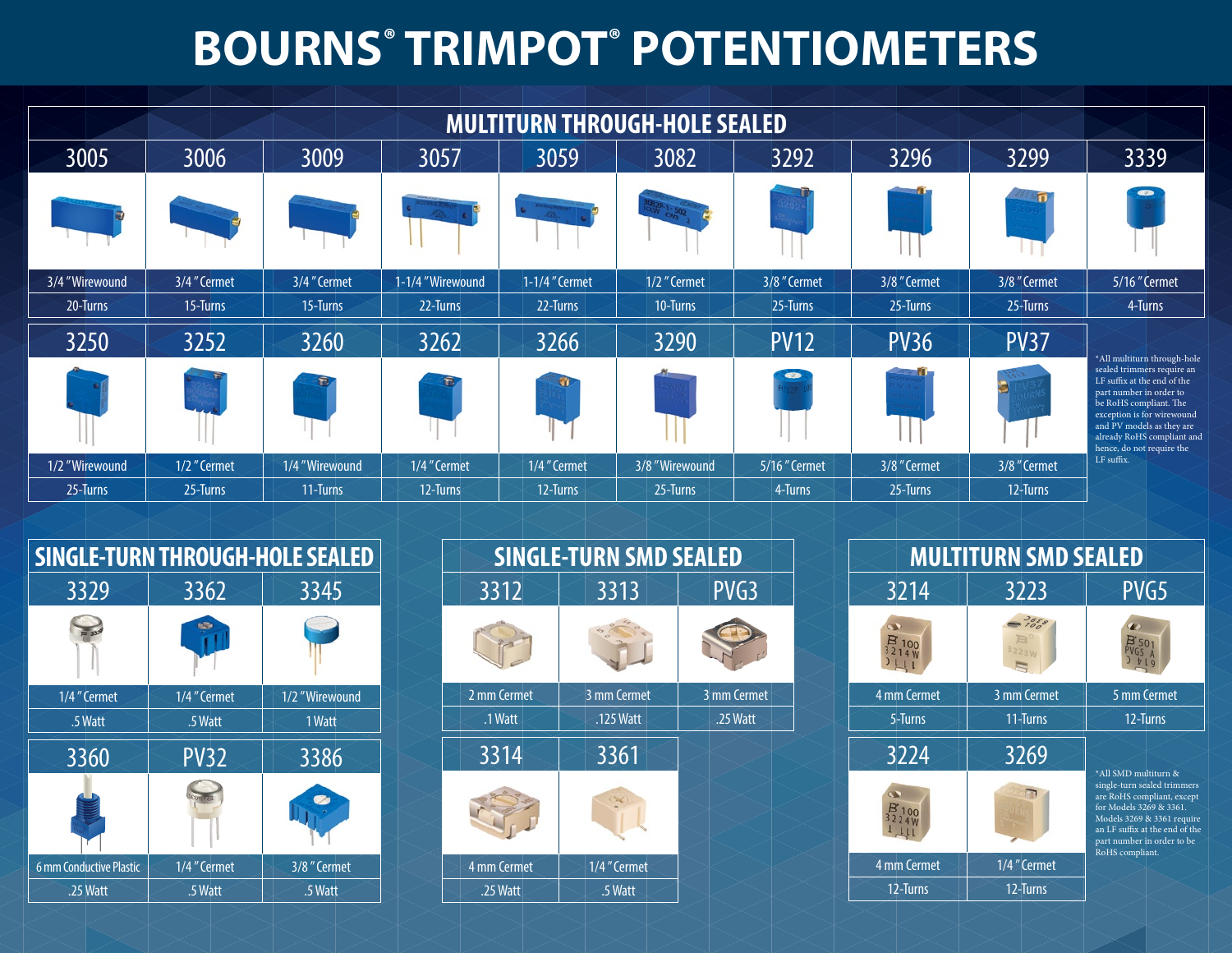# BOURNS® TRIMPOT® POTENTIOMETERS

## MULTITURN THROUGH-HOLE SEALED

| 3005 | 3006 | 3009 | 3057 | 3059 | 3082 | 3292 | 3296 | 3299 | 3339 |
|---|---|---|---|---|---|---|---|---|---|
| 3/4" Wirewound | 3/4" Cermet | 3/4" Cermet | 1-1/4" Wirewound | 1-1/4" Cermet | 1/2" Cermet | 3/8" Cermet | 3/8" Cermet | 3/8" Cermet | 5/16" Cermet |
| 20-Turns | 15-Turns | 15-Turns | 22-Turns | 22-Turns | 10-Turns | 25-Turns | 25-Turns | 25-Turns | 4-Turns |

| 3250 | 3252 | 3260 | 3262 | 3266 | 3290 | PV12 | PV36 | PV37 |
|---|---|---|---|---|---|---|---|---|
| 1/2" Wirewound | 1/2" Cermet | 1/4" Wirewound | 1/4" Cermet | 1/4" Cermet | 3/8" Wirewound | 5/16" Cermet | 3/8" Cermet | 3/8" Cermet |
| 25-Turns | 25-Turns | 11-Turns | 12-Turns | 12-Turns | 25-Turns | 4-Turns | 25-Turns | 12-Turns |

*All multiturn through-hole sealed trimmers require an LF suffix at the end of the part number in order to be RoHS compliant. The exception is for wirewound and PV models as they are already RoHS compliant and hence, do not require the LF suffix.

## SINGLE-TURN THROUGH-HOLE SEALED

| 3329 | 3362 | 3345 |
|---|---|---|
| 1/4" Cermet | 1/4" Cermet | 1/2" Wirewound |
| .5 Watt | .5 Watt | 1 Watt |

| 3360 | PV32 | 3386 |
|---|---|---|
| 6 mm Conductive Plastic | 1/4" Cermet | 3/8" Cermet |
| .25 Watt | .5 Watt | .5 Watt |

## SINGLE-TURN SMD SEALED

| 3312 | 3313 | PVG3 |
|---|---|---|
| 2 mm Cermet | 3 mm Cermet | 3 mm Cermet |
| .1 Watt | .125 Watt | .25 Watt |

| 3314 | 3361 |
|---|---|
| 4 mm Cermet | 1/4" Cermet |
| .25 Watt | .5 Watt |

## MULTITURN SMD SEALED

| 3214 | 3223 | PVG5 |
|---|---|---|
| 4 mm Cermet | 3 mm Cermet | 5 mm Cermet |
| 5-Turns | 11-Turns | 12-Turns |

| 3224 | 3269 |
|---|---|
| 4 mm Cermet | 1/4" Cermet |
| 12-Turns | 12-Turns |

*All SMD multiturn & single-turn sealed trimmers are RoHS compliant, except for Models 3269 & 3361. Models 3269 & 3361 require an LF suffix at the end of the part number in order to be RoHS compliant.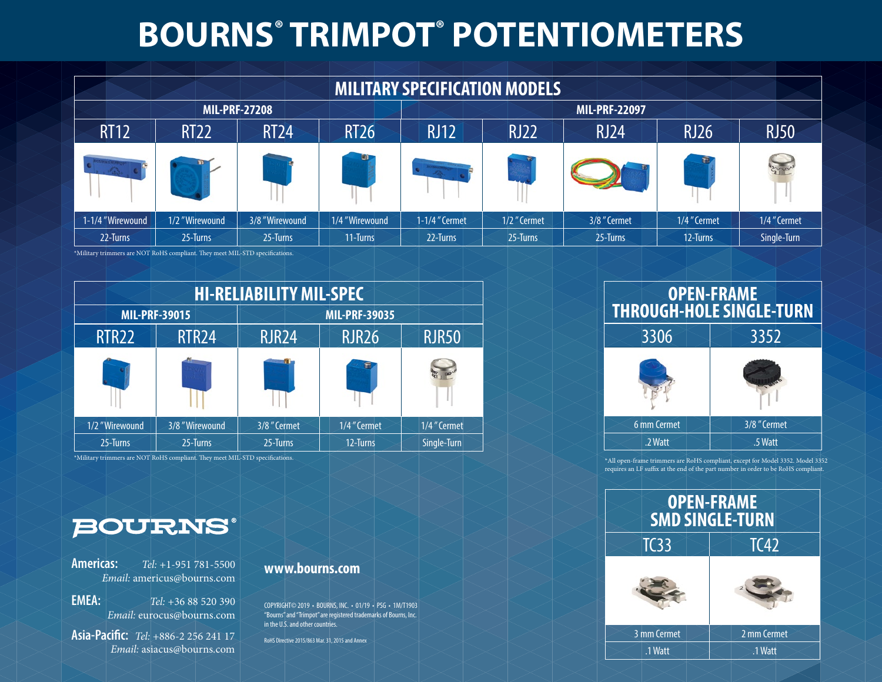# BOURNS® TRIMPOT® POTENTIOMETERS

## MILITARY SPECIFICATION MODELS

| MIL-PRF-27208 | | | | MIL-PRF-22097 | | | | |
|---|---|---|---|---|---|---|---|---|
| RT12 | RT22 | RT24 | RT26 | RJ12 | RJ22 | RJ24 | RJ26 | RJ50 |
| 1-1/4" Wirewound | 1/2" Wirewound | 3/8" Wirewound | 1/4" Wirewound | 1-1/4" Cermet | 1/2" Cermet | 3/8" Cermet | 1/4" Cermet | 1/4" Cermet |
| 22-Turns | 25-Turns | 25-Turns | 11-Turns | 22-Turns | 25-Turns | 25-Turns | 12-Turns | Single-Turn |

*Military trimmers are NOT RoHS compliant. They meet MIL-STD specifications.

## HI-RELIABILITY MIL-SPEC

| MIL-PRF-39015 | | MIL-PRF-39035 | | |
|---|---|---|---|---|
| RTR22 | RTR24 | RJR24 | RJR26 | RJR50 |
| 1/2" Wirewound | 3/8" Wirewound | 3/8" Cermet | 1/4" Cermet | 1/4" Cermet |
| 25-Turns | 25-Turns | 25-Turns | 12-Turns | Single-Turn |

*Military trimmers are NOT RoHS compliant. They meet MIL-STD specifications.

## OPEN-FRAME THROUGH-HOLE SINGLE-TURN

| 3306 | 3352 |
|---|---|
| 6 mm Cermet | 3/8" Cermet |
| .2 Watt | .5 Watt |

*All open-frame trimmers are RoHS compliant, except for Model 3352. Model 3352 requires an LF suffix at the end of the part number in order to be RoHS compliant.

## OPEN-FRAME SMD SINGLE-TURN

| TC33 | TC42 |
|---|---|
| 3 mm Cermet | 2 mm Cermet |
| .1 Watt | .1 Watt |

BOURNS®

**Americas:** *Tel:* +1-951 781-5500
*Email:* americus@bourns.com

**EMEA:** *Tel:* +36 88 520 390
*Email:* eurocus@bourns.com

**Asia-Pacific:** *Tel:* +886-2 256 241 17
*Email:* asiacus@bourns.com

**www.bourns.com**

COPYRIGHT© 2019 • BOURNS, INC. • 01/19 • PSG • 1M/T1903
"Bourns" and "Trimpot" are registered trademarks of Bourns, Inc. in the U.S. and other countries.

RoHS Directive 2015/863 Mar. 31, 2015 and Annex